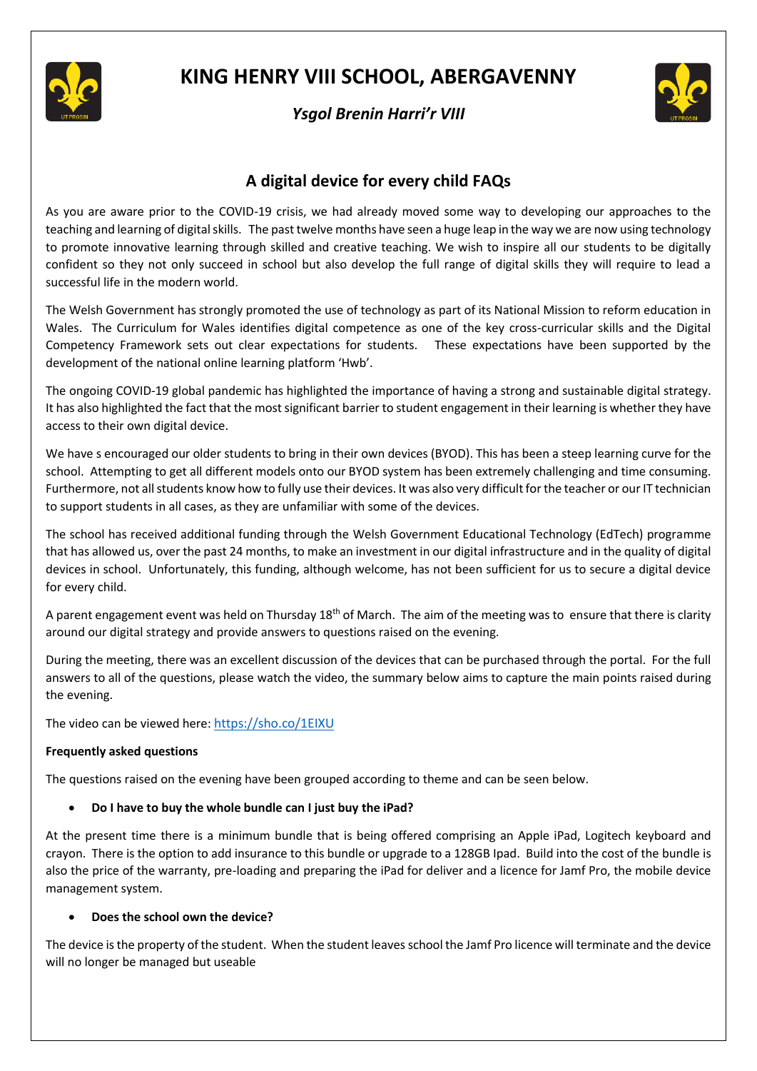# KING HENRY VIII SCHOOL, ABERGAVENNY

*Ysgol Brenin Harri'r VIII*

## A digital device for every child FAQs

As you are aware prior to the COVID-19 crisis, we had already moved some way to developing our approaches to the teaching and learning of digital skills. The past twelve months have seen a huge leap in the way we are now using technology to promote innovative learning through skilled and creative teaching. We wish to inspire all our students to be digitally confident so they not only succeed in school but also develop the full range of digital skills they will require to lead a successful life in the modern world.

The Welsh Government has strongly promoted the use of technology as part of its National Mission to reform education in Wales. The Curriculum for Wales identifies digital competence as one of the key cross-curricular skills and the Digital Competency Framework sets out clear expectations for students. These expectations have been supported by the development of the national online learning platform 'Hwb'.

The ongoing COVID-19 global pandemic has highlighted the importance of having a strong and sustainable digital strategy. It has also highlighted the fact that the most significant barrier to student engagement in their learning is whether they have access to their own digital device.

We have s encouraged our older students to bring in their own devices (BYOD). This has been a steep learning curve for the school. Attempting to get all different models onto our BYOD system has been extremely challenging and time consuming. Furthermore, not all students know how to fully use their devices. It was also very difficult for the teacher or our IT technician to support students in all cases, as they are unfamiliar with some of the devices.

The school has received additional funding through the Welsh Government Educational Technology (EdTech) programme that has allowed us, over the past 24 months, to make an investment in our digital infrastructure and in the quality of digital devices in school. Unfortunately, this funding, although welcome, has not been sufficient for us to secure a digital device for every child.

A parent engagement event was held on Thursday 18th of March. The aim of the meeting was to ensure that there is clarity around our digital strategy and provide answers to questions raised on the evening.

During the meeting, there was an excellent discussion of the devices that can be purchased through the portal. For the full answers to all of the questions, please watch the video, the summary below aims to capture the main points raised during the evening.

The video can be viewed here: https://sho.co/1EIXU

**Frequently asked questions**

The questions raised on the evening have been grouped according to theme and can be seen below.

- **Do I have to buy the whole bundle can I just buy the iPad?**

At the present time there is a minimum bundle that is being offered comprising an Apple iPad, Logitech keyboard and crayon. There is the option to add insurance to this bundle or upgrade to a 128GB Ipad. Build into the cost of the bundle is also the price of the warranty, pre-loading and preparing the iPad for deliver and a licence for Jamf Pro, the mobile device management system.

- **Does the school own the device?**

The device is the property of the student. When the student leaves school the Jamf Pro licence will terminate and the device will no longer be managed but useable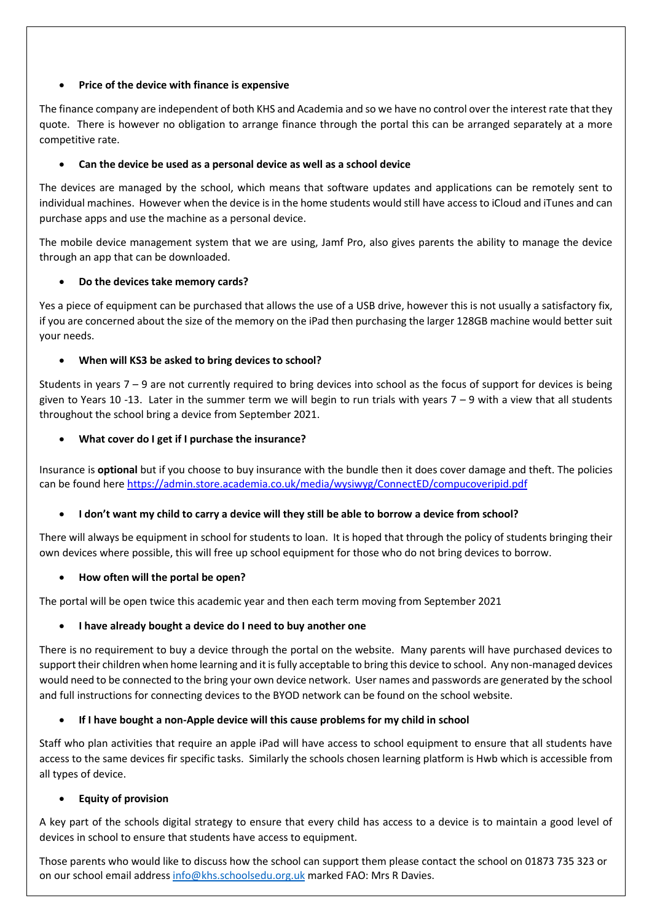- **Price of the device with finance is expensive**

The finance company are independent of both KHS and Academia and so we have no control over the interest rate that they quote. There is however no obligation to arrange finance through the portal this can be arranged separately at a more competitive rate.

- **Can the device be used as a personal device as well as a school device**

The devices are managed by the school, which means that software updates and applications can be remotely sent to individual machines. However when the device is in the home students would still have access to iCloud and iTunes and can purchase apps and use the machine as a personal device.

The mobile device management system that we are using, Jamf Pro, also gives parents the ability to manage the device through an app that can be downloaded.

- **Do the devices take memory cards?**

Yes a piece of equipment can be purchased that allows the use of a USB drive, however this is not usually a satisfactory fix, if you are concerned about the size of the memory on the iPad then purchasing the larger 128GB machine would better suit your needs.

- **When will KS3 be asked to bring devices to school?**

Students in years 7 – 9 are not currently required to bring devices into school as the focus of support for devices is being given to Years 10 -13. Later in the summer term we will begin to run trials with years 7 – 9 with a view that all students throughout the school bring a device from September 2021.

- **What cover do I get if I purchase the insurance?**

Insurance is **optional** but if you choose to buy insurance with the bundle then it does cover damage and theft. The policies can be found here https://admin.store.academia.co.uk/media/wysiwyg/ConnectED/compucoveripid.pdf

- **I don't want my child to carry a device will they still be able to borrow a device from school?**

There will always be equipment in school for students to loan. It is hoped that through the policy of students bringing their own devices where possible, this will free up school equipment for those who do not bring devices to borrow.

- **How often will the portal be open?**

The portal will be open twice this academic year and then each term moving from September 2021

- **I have already bought a device do I need to buy another one**

There is no requirement to buy a device through the portal on the website. Many parents will have purchased devices to support their children when home learning and it is fully acceptable to bring this device to school. Any non-managed devices would need to be connected to the bring your own device network. User names and passwords are generated by the school and full instructions for connecting devices to the BYOD network can be found on the school website.

- **If I have bought a non-Apple device will this cause problems for my child in school**

Staff who plan activities that require an apple iPad will have access to school equipment to ensure that all students have access to the same devices fir specific tasks. Similarly the schools chosen learning platform is Hwb which is accessible from all types of device.

- **Equity of provision**

A key part of the schools digital strategy to ensure that every child has access to a device is to maintain a good level of devices in school to ensure that students have access to equipment.

Those parents who would like to discuss how the school can support them please contact the school on 01873 735 323 or on our school email address info@khs.schoolsedu.org.uk marked FAO: Mrs R Davies.